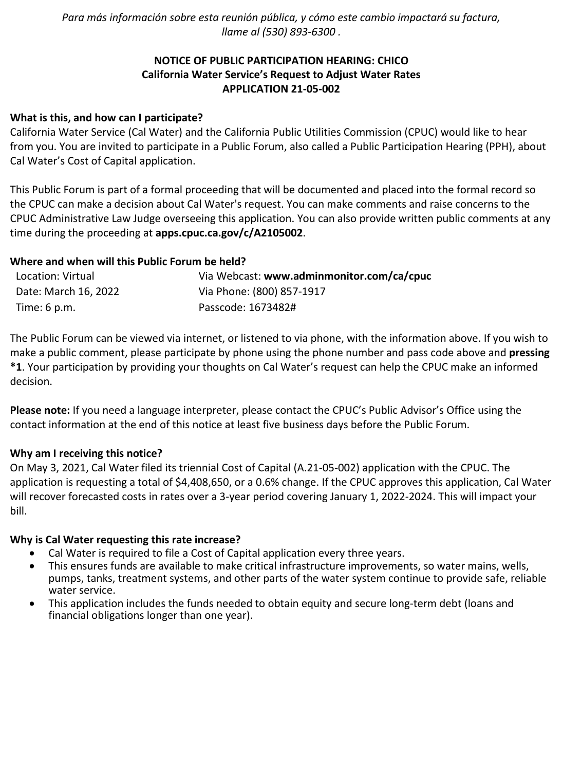*Para más información sobre esta reunión pública, y cómo este cambio impactará su factura, llame al (530) 893-6300 .*

**NOTICE OF PUBLIC PARTICIPATION HEARING: CHICO**
**California Water Service's Request to Adjust Water Rates**
**APPLICATION 21-05-002**

**What is this, and how can I participate?**

California Water Service (Cal Water) and the California Public Utilities Commission (CPUC) would like to hear from you. You are invited to participate in a Public Forum, also called a Public Participation Hearing (PPH), about Cal Water's Cost of Capital application.

This Public Forum is part of a formal proceeding that will be documented and placed into the formal record so the CPUC can make a decision about Cal Water's request. You can make comments and raise concerns to the CPUC Administrative Law Judge overseeing this application. You can also provide written public comments at any time during the proceeding at **apps.cpuc.ca.gov/c/A2105002**.

**Where and when will this Public Forum be held?**

| | |
|---|---|
| Location: Virtual | Via Webcast: **www.adminmonitor.com/ca/cpuc** |
| Date: March 16, 2022 | Via Phone: (800) 857-1917 |
| Time: 6 p.m. | Passcode: 1673482# |

The Public Forum can be viewed via internet, or listened to via phone, with the information above. If you wish to make a public comment, please participate by phone using the phone number and pass code above and **pressing *1**. Your participation by providing your thoughts on Cal Water's request can help the CPUC make an informed decision.

**Please note:** If you need a language interpreter, please contact the CPUC's Public Advisor's Office using the contact information at the end of this notice at least five business days before the Public Forum.

**Why am I receiving this notice?**

On May 3, 2021, Cal Water filed its triennial Cost of Capital (A.21-05-002) application with the CPUC. The application is requesting a total of $4,408,650, or a 0.6% change. If the CPUC approves this application, Cal Water will recover forecasted costs in rates over a 3-year period covering January 1, 2022-2024. This will impact your bill.

**Why is Cal Water requesting this rate increase?**

- Cal Water is required to file a Cost of Capital application every three years.
- This ensures funds are available to make critical infrastructure improvements, so water mains, wells, pumps, tanks, treatment systems, and other parts of the water system continue to provide safe, reliable water service.
- This application includes the funds needed to obtain equity and secure long-term debt (loans and financial obligations longer than one year).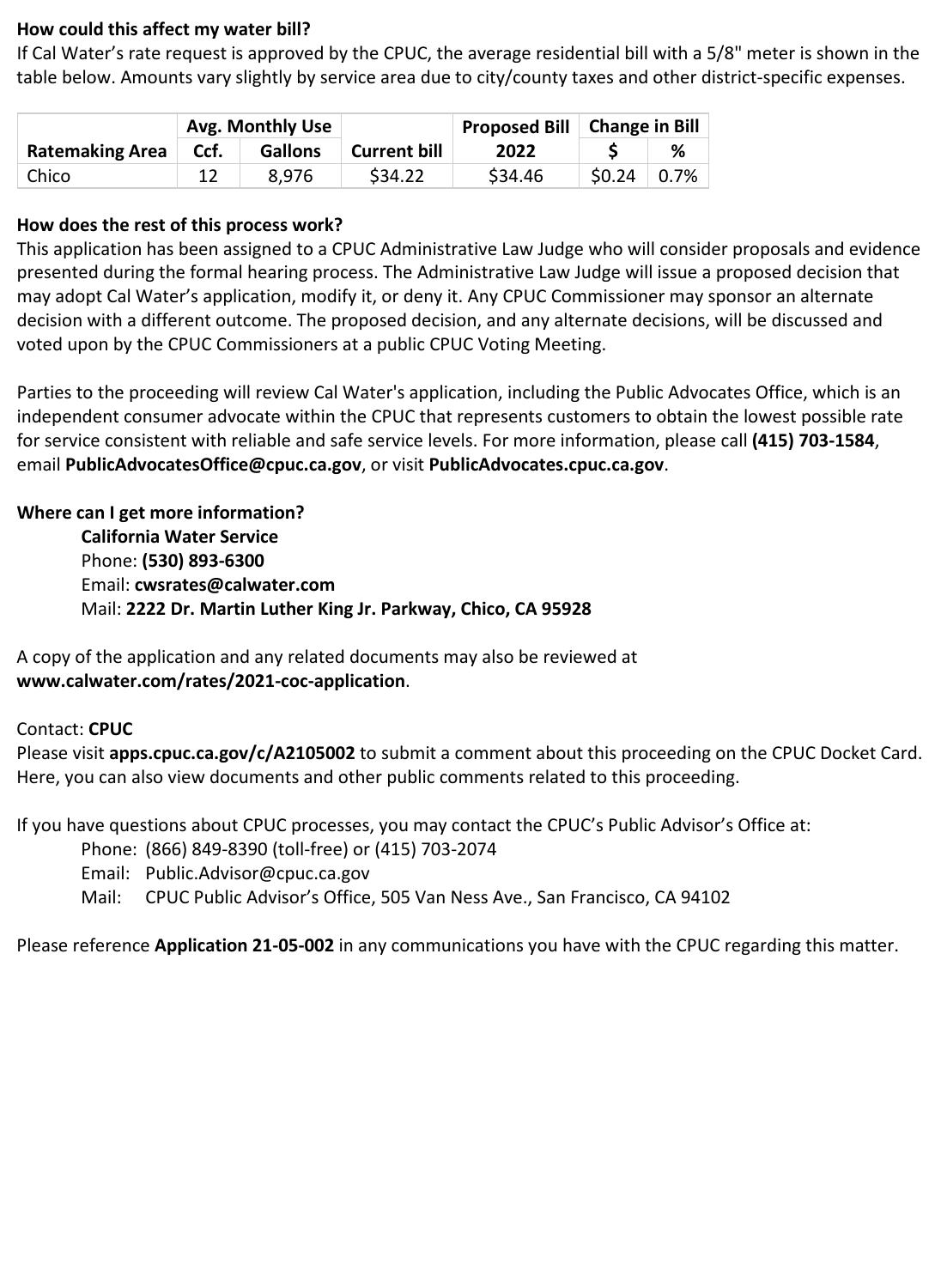**How could this affect my water bill?**

If Cal Water's rate request is approved by the CPUC, the average residential bill with a 5/8" meter is shown in the table below. Amounts vary slightly by service area due to city/county taxes and other district-specific expenses.

| | Avg. Monthly Use | | | Proposed Bill | Change in Bill | |
|---|---|---|---|---|---|---|
| **Ratemaking Area** | **Ccf.** | **Gallons** | **Current bill** | **2022** | **$** | **%** |
| Chico | 12 | 8,976 | $34.22 | $34.46 | $0.24 | 0.7% |

**How does the rest of this process work?**

This application has been assigned to a CPUC Administrative Law Judge who will consider proposals and evidence presented during the formal hearing process. The Administrative Law Judge will issue a proposed decision that may adopt Cal Water's application, modify it, or deny it. Any CPUC Commissioner may sponsor an alternate decision with a different outcome. The proposed decision, and any alternate decisions, will be discussed and voted upon by the CPUC Commissioners at a public CPUC Voting Meeting.

Parties to the proceeding will review Cal Water's application, including the Public Advocates Office, which is an independent consumer advocate within the CPUC that represents customers to obtain the lowest possible rate for service consistent with reliable and safe service levels. For more information, please call **(415) 703-1584**, email **PublicAdvocatesOffice@cpuc.ca.gov**, or visit **PublicAdvocates.cpuc.ca.gov**.

**Where can I get more information?**

**California Water Service**
Phone: **(530) 893-6300**
Email: **cwsrates@calwater.com**
Mail: **2222 Dr. Martin Luther King Jr. Parkway, Chico, CA 95928**

A copy of the application and any related documents may also be reviewed at **www.calwater.com/rates/2021-coc-application**.

Contact: **CPUC**

Please visit **apps.cpuc.ca.gov/c/A2105002** to submit a comment about this proceeding on the CPUC Docket Card. Here, you can also view documents and other public comments related to this proceeding.

If you have questions about CPUC processes, you may contact the CPUC's Public Advisor's Office at:

Phone: (866) 849-8390 (toll-free) or (415) 703-2074
Email: Public.Advisor@cpuc.ca.gov
Mail: CPUC Public Advisor's Office, 505 Van Ness Ave., San Francisco, CA 94102

Please reference **Application 21-05-002** in any communications you have with the CPUC regarding this matter.